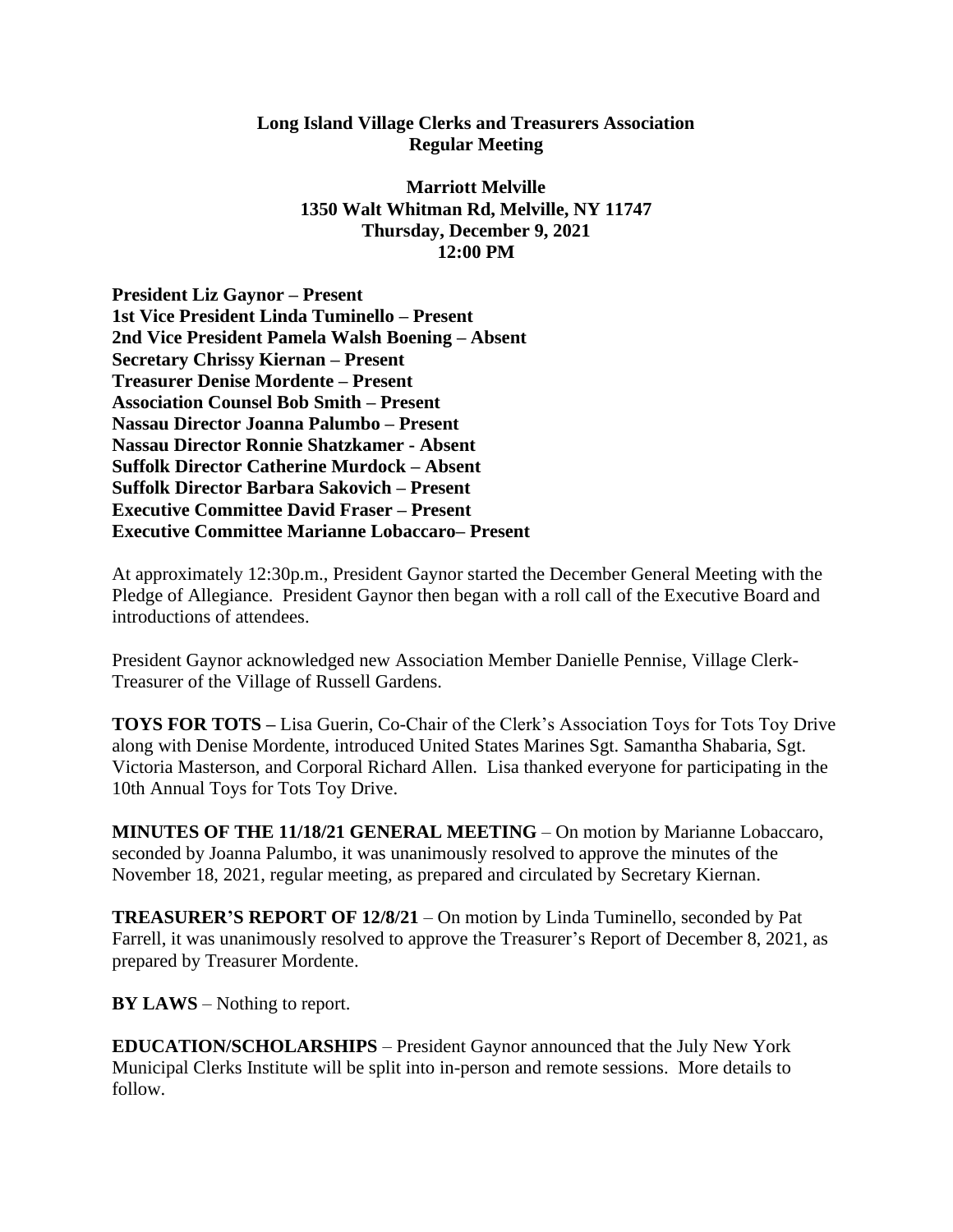**Long Island Village Clerks and Treasurers Association**
**Regular Meeting**

**Marriott Melville**
**1350 Walt Whitman Rd, Melville, NY 11747**
**Thursday, December 9, 2021**
**12:00 PM**

**President Liz Gaynor – Present**
**1st Vice President Linda Tuminello – Present**
**2nd Vice President Pamela Walsh Boening – Absent**
**Secretary Chrissy Kiernan – Present**
**Treasurer Denise Mordente – Present**
**Association Counsel Bob Smith – Present**
**Nassau Director Joanna Palumbo – Present**
**Nassau Director Ronnie Shatzkamer - Absent**
**Suffolk Director Catherine Murdock – Absent**
**Suffolk Director Barbara Sakovich – Present**
**Executive Committee David Fraser – Present**
**Executive Committee Marianne Lobaccaro– Present**

At approximately 12:30p.m., President Gaynor started the December General Meeting with the Pledge of Allegiance. President Gaynor then began with a roll call of the Executive Board and introductions of attendees.

President Gaynor acknowledged new Association Member Danielle Pennise, Village Clerk-Treasurer of the Village of Russell Gardens.

**TOYS FOR TOTS –** Lisa Guerin, Co-Chair of the Clerk's Association Toys for Tots Toy Drive along with Denise Mordente, introduced United States Marines Sgt. Samantha Shabaria, Sgt. Victoria Masterson, and Corporal Richard Allen. Lisa thanked everyone for participating in the 10th Annual Toys for Tots Toy Drive.

**MINUTES OF THE 11/18/21 GENERAL MEETING** – On motion by Marianne Lobaccaro, seconded by Joanna Palumbo, it was unanimously resolved to approve the minutes of the November 18, 2021, regular meeting, as prepared and circulated by Secretary Kiernan.

**TREASURER'S REPORT OF 12/8/21** – On motion by Linda Tuminello, seconded by Pat Farrell, it was unanimously resolved to approve the Treasurer's Report of December 8, 2021, as prepared by Treasurer Mordente.

**BY LAWS** – Nothing to report.

**EDUCATION/SCHOLARSHIPS** – President Gaynor announced that the July New York Municipal Clerks Institute will be split into in-person and remote sessions. More details to follow.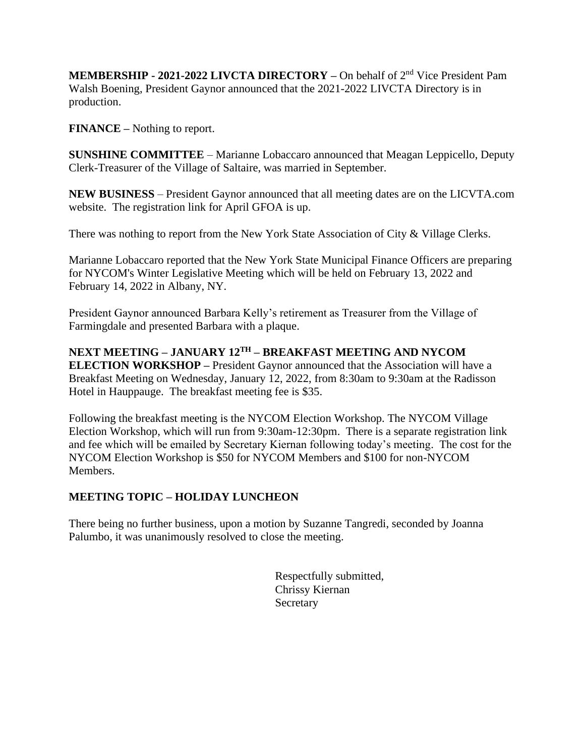**MEMBERSHIP - 2021-2022 LIVCTA DIRECTORY –** On behalf of 2nd Vice President Pam Walsh Boening, President Gaynor announced that the 2021-2022 LIVCTA Directory is in production.

**FINANCE –** Nothing to report.

**SUNSHINE COMMITTEE** – Marianne Lobaccaro announced that Meagan Leppicello, Deputy Clerk-Treasurer of the Village of Saltaire, was married in September.

**NEW BUSINESS** – President Gaynor announced that all meeting dates are on the LICVTA.com website. The registration link for April GFOA is up.

There was nothing to report from the New York State Association of City & Village Clerks.

Marianne Lobaccaro reported that the New York State Municipal Finance Officers are preparing for NYCOM's Winter Legislative Meeting which will be held on February 13, 2022 and February 14, 2022 in Albany, NY.

President Gaynor announced Barbara Kelly's retirement as Treasurer from the Village of Farmingdale and presented Barbara with a plaque.

**NEXT MEETING – JANUARY 12TH – BREAKFAST MEETING AND NYCOM ELECTION WORKSHOP –** President Gaynor announced that the Association will have a Breakfast Meeting on Wednesday, January 12, 2022, from 8:30am to 9:30am at the Radisson Hotel in Hauppauge. The breakfast meeting fee is $35.

Following the breakfast meeting is the NYCOM Election Workshop. The NYCOM Village Election Workshop, which will run from 9:30am-12:30pm. There is a separate registration link and fee which will be emailed by Secretary Kiernan following today's meeting. The cost for the NYCOM Election Workshop is $50 for NYCOM Members and $100 for non-NYCOM Members.

**MEETING TOPIC – HOLIDAY LUNCHEON**

There being no further business, upon a motion by Suzanne Tangredi, seconded by Joanna Palumbo, it was unanimously resolved to close the meeting.

Respectfully submitted,
Chrissy Kiernan
Secretary